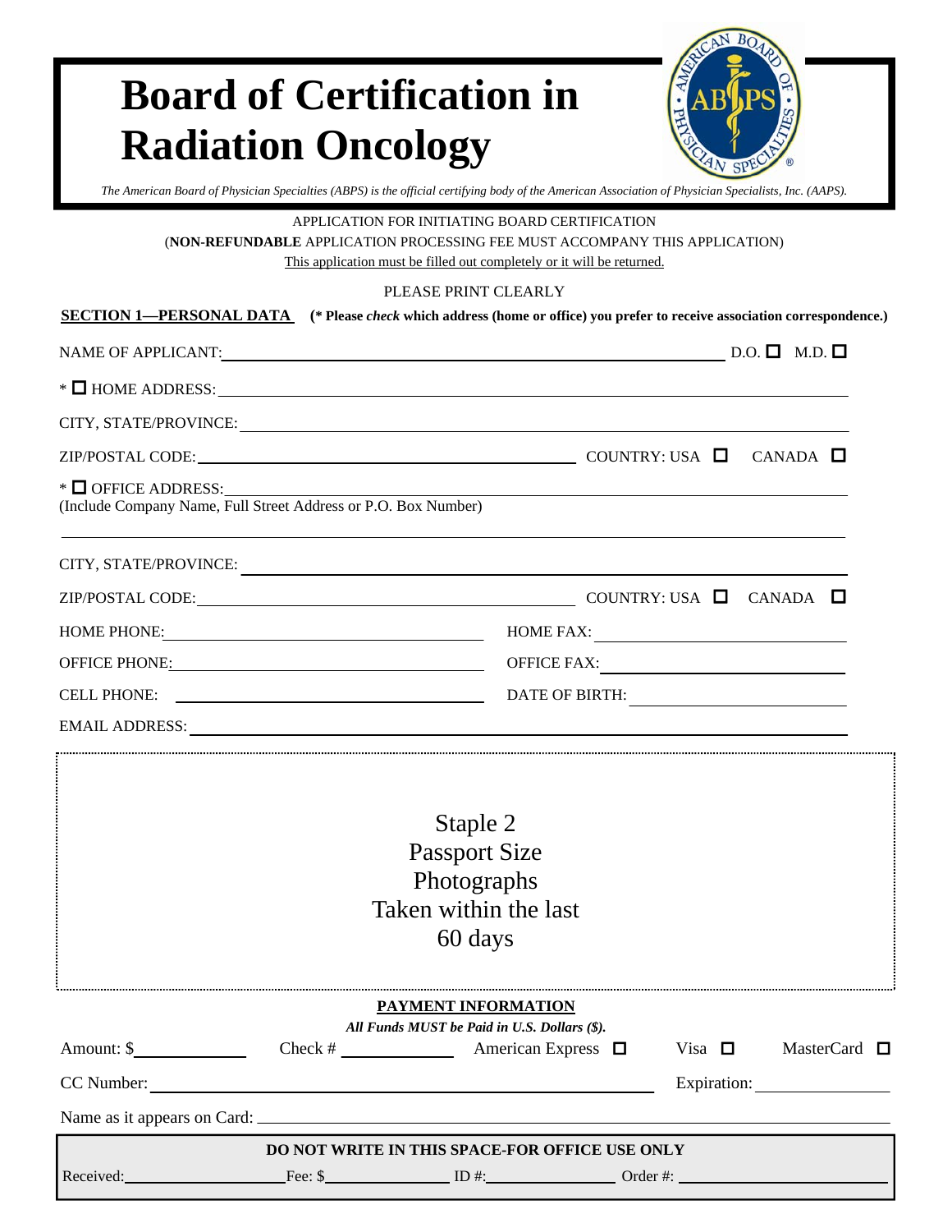# Board of Certification in Radiation Oncology

*The American Board of Physician Specialties (ABPS) is the official certifying body of the American Association of Physician Specialists, Inc. (AAPS).*

APPLICATION FOR INITIATING BOARD CERTIFICATION

(**NON-REFUNDABLE** APPLICATION PROCESSING FEE MUST ACCOMPANY THIS APPLICATION)

This application must be filled out completely or it will be returned.

PLEASE PRINT CLEARLY

**SECTION 1—PERSONAL DATA** **(* Please *check* which address (home or office) you prefer to receive association correspondence.)**

NAME OF APPLICANT: ______________________ D.O. ☐ M.D. ☐

* ☐ HOME ADDRESS: ______________________

CITY, STATE/PROVINCE: ______________________

ZIP/POSTAL CODE: ______________________ COUNTRY: USA ☐ CANADA ☐

* ☐ OFFICE ADDRESS: ______________________
(Include Company Name, Full Street Address or P.O. Box Number)

______________________

CITY, STATE/PROVINCE: ______________________

ZIP/POSTAL CODE: ______________________ COUNTRY: USA ☐ CANADA ☐

HOME PHONE: ______________________ HOME FAX: ______________________

OFFICE PHONE: ______________________ OFFICE FAX: ______________________

CELL PHONE: ______________________ DATE OF BIRTH: ______________________

EMAIL ADDRESS: ______________________

Staple 2
Passport Size
Photographs
Taken within the last
60 days

**PAYMENT INFORMATION**

***All Funds MUST be Paid in U.S. Dollars ($).***

Amount: $__________ Check # __________ American Express ☐ Visa ☐ MasterCard ☐

CC Number: ______________________ Expiration: __________

Name as it appears on Card: ______________________

**DO NOT WRITE IN THIS SPACE-FOR OFFICE USE ONLY**

Received: __________ Fee: $__________ ID #: __________ Order #: __________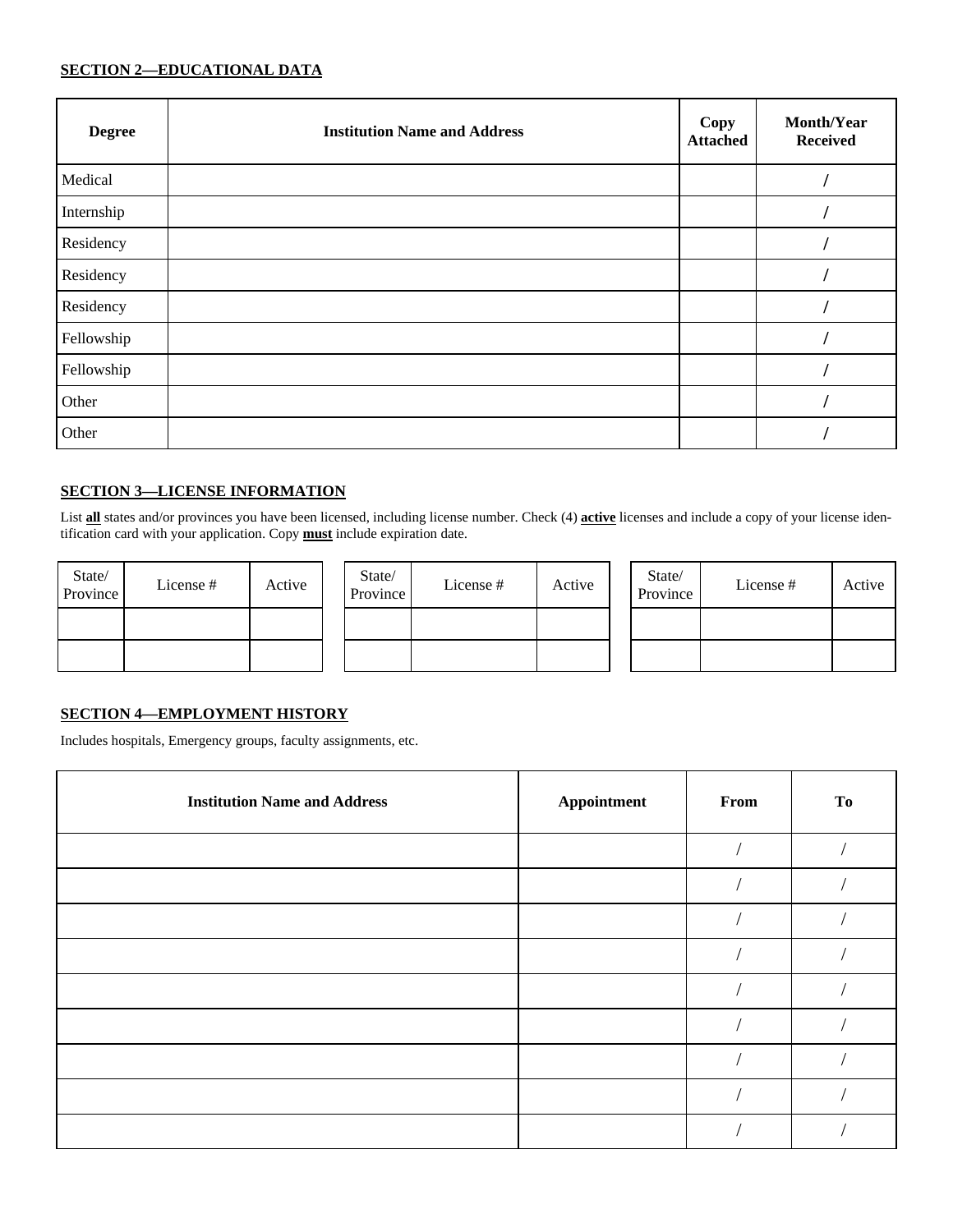**SECTION 2—EDUCATIONAL DATA**

| Degree | Institution Name and Address | Copy Attached | Month/Year Received |
|---|---|---|---|
| Medical | | | / |
| Internship | | | / |
| Residency | | | / |
| Residency | | | / |
| Residency | | | / |
| Fellowship | | | / |
| Fellowship | | | / |
| Other | | | / |
| Other | | | / |

**SECTION 3—LICENSE INFORMATION**

List **all** states and/or provinces you have been licensed, including license number. Check (4) **active** licenses and include a copy of your license identification card with your application. Copy **must** include expiration date.

| State/ Province | License # | Active |
|---|---|---|
| | | |
| | | |

| State/ Province | License # | Active |
|---|---|---|
| | | |
| | | |

| State/ Province | License # | Active |
|---|---|---|
| | | |
| | | |

**SECTION 4—EMPLOYMENT HISTORY**

Includes hospitals, Emergency groups, faculty assignments, etc.

| Institution Name and Address | Appointment | From | To |
|---|---|---|---|
| | | / | / |
| | | / | / |
| | | / | / |
| | | / | / |
| | | / | / |
| | | / | / |
| | | / | / |
| | | / | / |
| | | / | / |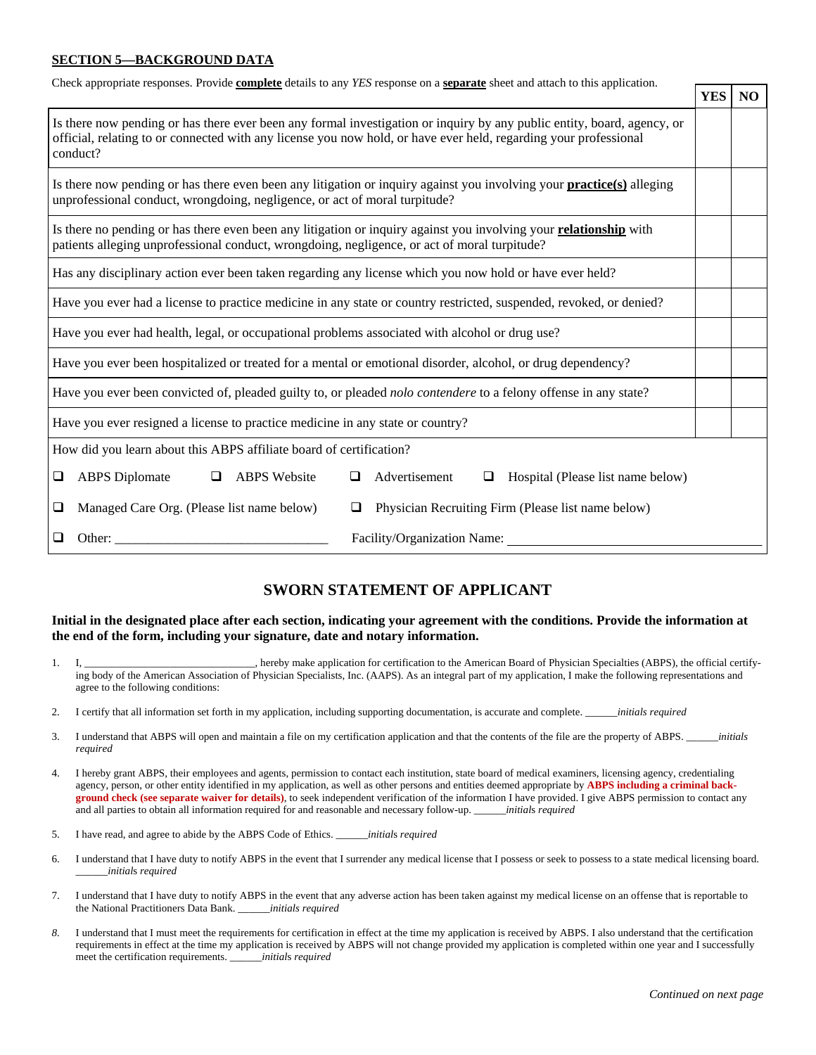## SECTION 5—BACKGROUND DATA

Check appropriate responses. Provide **complete** details to any *YES* response on a **separate** sheet and attach to this application.

| | YES | NO |
|---|---|---|
| Is there now pending or has there ever been any formal investigation or inquiry by any public entity, board, agency, or official, relating to or connected with any license you now hold, or have ever held, regarding your professional conduct? | | |
| Is there now pending or has there even been any litigation or inquiry against you involving your **practice(s)** alleging unprofessional conduct, wrongdoing, negligence, or act of moral turpitude? | | |
| Is there no pending or has there even been any litigation or inquiry against you involving your **relationship** with patients alleging unprofessional conduct, wrongdoing, negligence, or act of moral turpitude? | | |
| Has any disciplinary action ever been taken regarding any license which you now hold or have ever held? | | |
| Have you ever had a license to practice medicine in any state or country restricted, suspended, revoked, or denied? | | |
| Have you ever had health, legal, or occupational problems associated with alcohol or drug use? | | |
| Have you ever been hospitalized or treated for a mental or emotional disorder, alcohol, or drug dependency? | | |
| Have you ever been convicted of, pleaded guilty to, or pleaded *nolo contendere* to a felony offense in any state? | | |
| Have you ever resigned a license to practice medicine in any state or country? | | |

How did you learn about this ABPS affiliate board of certification?

❑ ABPS Diplomate ❑ ABPS Website ❑ Advertisement ❑ Hospital (Please list name below)

❑ Managed Care Org. (Please list name below) ❑ Physician Recruiting Firm (Please list name below)

❑ Other: ______________________________ Facility/Organization Name: ____________________________________

## SWORN STATEMENT OF APPLICANT

**Initial in the designated place after each section, indicating your agreement with the conditions. Provide the information at the end of the form, including your signature, date and notary information.**

1. I, ______________________________, hereby make application for certification to the American Board of Physician Specialties (ABPS), the official certifying body of the American Association of Physician Specialists, Inc. (AAPS). As an integral part of my application, I make the following representations and agree to the following conditions:

2. I certify that all information set forth in my application, including supporting documentation, is accurate and complete. ______*initials required*

3. I understand that ABPS will open and maintain a file on my certification application and that the contents of the file are the property of ABPS. ______*initials required*

4. I hereby grant ABPS, their employees and agents, permission to contact each institution, state board of medical examiners, licensing agency, credentialing agency, person, or other entity identified in my application, as well as other persons and entities deemed appropriate by **ABPS including a criminal background check (see separate waiver for details)**, to seek independent verification of the information I have provided. I give ABPS permission to contact any and all parties to obtain all information required for and reasonable and necessary follow-up. ______*initials required*

5. I have read, and agree to abide by the ABPS Code of Ethics. ______*initials required*

6. I understand that I have duty to notify ABPS in the event that I surrender any medical license that I possess or seek to possess to a state medical licensing board. ______*initials required*

7. I understand that I have duty to notify ABPS in the event that any adverse action has been taken against my medical license on an offense that is reportable to the National Practitioners Data Bank. ______*initials required*

8. I understand that I must meet the requirements for certification in effect at the time my application is received by ABPS. I also understand that the certification requirements in effect at the time my application is received by ABPS will not change provided my application is completed within one year and I successfully meet the certification requirements. ______*initials required*

*Continued on next page*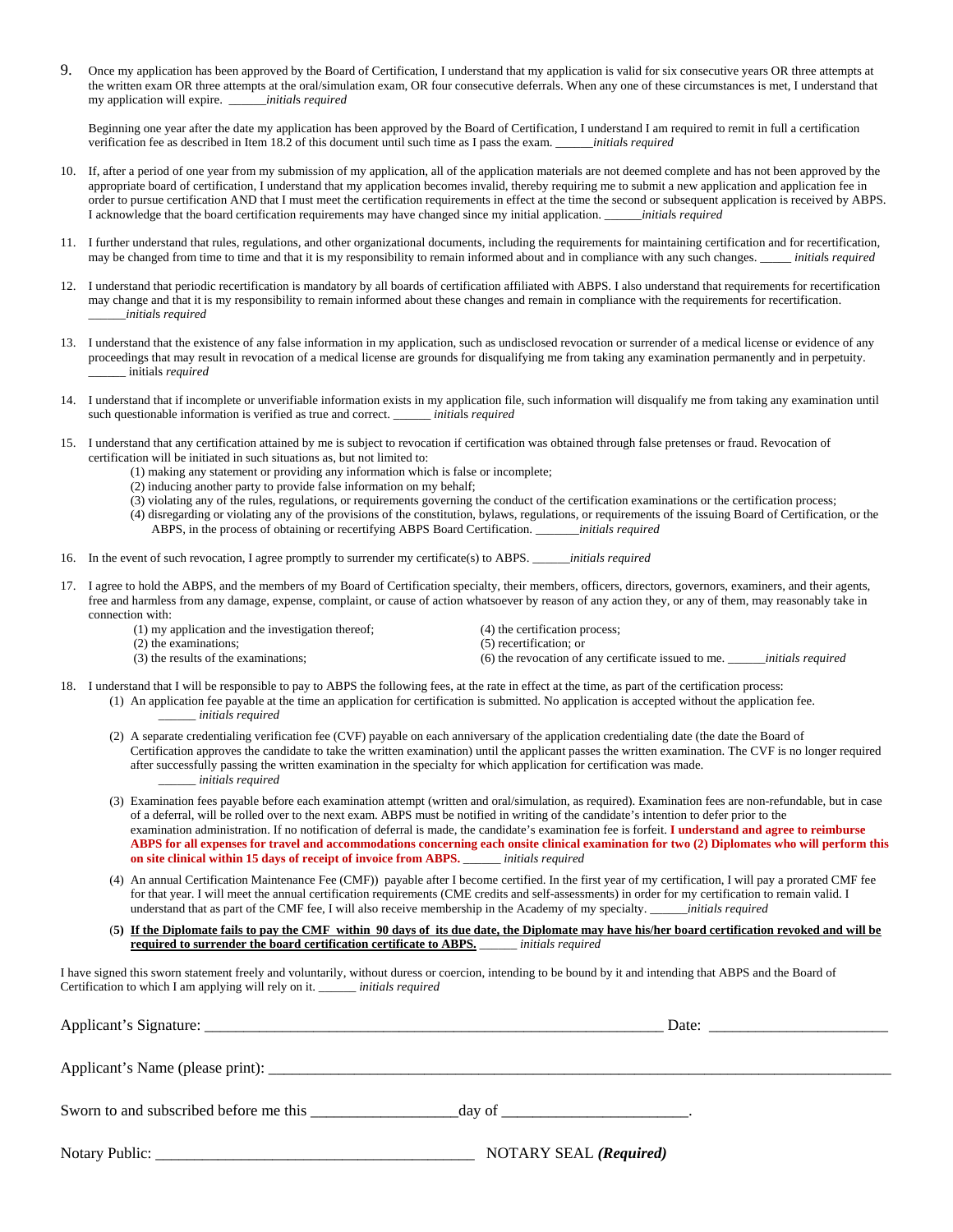9. Once my application has been approved by the Board of Certification, I understand that my application is valid for six consecutive years OR three attempts at the written exam OR three attempts at the oral/simulation exam, OR four consecutive deferrals. When any one of these circumstances is met, I understand that my application will expire. ______*initials required*

   Beginning one year after the date my application has been approved by the Board of Certification, I understand I am required to remit in full a certification verification fee as described in Item 18.2 of this document until such time as I pass the exam. ______*initials required*

10. If, after a period of one year from my submission of my application, all of the application materials are not deemed complete and has not been approved by the appropriate board of certification, I understand that my application becomes invalid, thereby requiring me to submit a new application and application fee in order to pursue certification AND that I must meet the certification requirements in effect at the time the second or subsequent application is received by ABPS. I acknowledge that the board certification requirements may have changed since my initial application. ______*initials required*

11. I further understand that rules, regulations, and other organizational documents, including the requirements for maintaining certification and for recertification, may be changed from time to time and that it is my responsibility to remain informed about and in compliance with any such changes. _____ *initials required*

12. I understand that periodic recertification is mandatory by all boards of certification affiliated with ABPS. I also understand that requirements for recertification may change and that it is my responsibility to remain informed about these changes and remain in compliance with the requirements for recertification. ______*initials required*

13. I understand that the existence of any false information in my application, such as undisclosed revocation or surrender of a medical license or evidence of any proceedings that may result in revocation of a medical license are grounds for disqualifying me from taking any examination permanently and in perpetuity. ______ initials *required*

14. I understand that if incomplete or unverifiable information exists in my application file, such information will disqualify me from taking any examination until such questionable information is verified as true and correct. ______ *initials required*

15. I understand that any certification attained by me is subject to revocation if certification was obtained through false pretenses or fraud. Revocation of certification will be initiated in such situations as, but not limited to:
    (1) making any statement or providing any information which is false or incomplete;
    (2) inducing another party to provide false information on my behalf;
    (3) violating any of the rules, regulations, or requirements governing the conduct of the certification examinations or the certification process;
    (4) disregarding or violating any of the provisions of the constitution, bylaws, regulations, or requirements of the issuing Board of Certification, or the ABPS, in the process of obtaining or recertifying ABPS Board Certification. _______*initials required*

16. In the event of such revocation, I agree promptly to surrender my certificate(s) to ABPS. ______*initials required*

17. I agree to hold the ABPS, and the members of my Board of Certification specialty, their members, officers, directors, governors, examiners, and their agents, free and harmless from any damage, expense, complaint, or cause of action whatsoever by reason of any action they, or any of them, may reasonably take in connection with:
    (1) my application and the investigation thereof;
    (2) the examinations;
    (3) the results of the examinations;
    (4) the certification process;
    (5) recertification; or
    (6) the revocation of any certificate issued to me. ______*initials required*

18. I understand that I will be responsible to pay to ABPS the following fees, at the rate in effect at the time, as part of the certification process:
    (1) An application fee payable at the time an application for certification is submitted. No application is accepted without the application fee. ______ *initials required*

    (2) A separate credentialing verification fee (CVF) payable on each anniversary of the application credentialing date (the date the Board of Certification approves the candidate to take the written examination) until the applicant passes the written examination. The CVF is no longer required after successfully passing the written examination in the specialty for which application for certification was made. ______ *initials required*

    (3) Examination fees payable before each examination attempt (written and oral/simulation, as required). Examination fees are non-refundable, but in case of a deferral, will be rolled over to the next exam. ABPS must be notified in writing of the candidate's intention to defer prior to the examination administration. If no notification of deferral is made, the candidate's examination fee is forfeit. **I understand and agree to reimburse ABPS for all expenses for travel and accommodations concerning each onsite clinical examination for two (2) Diplomates who will perform this on site clinical within 15 days of receipt of invoice from ABPS.** ______ *initials required*

    (4) An annual Certification Maintenance Fee (CMF)) payable after I become certified. In the first year of my certification, I will pay a prorated CMF fee for that year. I will meet the annual certification requirements (CME credits and self-assessments) in order for my certification to remain valid. I understand that as part of the CMF fee, I will also receive membership in the Academy of my specialty. ______*initials required*

    (**5**) **If the Diplomate fails to pay the CMF within 90 days of its due date, the Diplomate may have his/her board certification revoked and will be required to surrender the board certification certificate to ABPS.** ______ *initials required*

I have signed this sworn statement freely and voluntarily, without duress or coercion, intending to be bound by it and intending that ABPS and the Board of Certification to which I am applying will rely on it. ______ *initials required*

Applicant's Signature: ____________________________________________________________ Date: _______________________

Applicant's Name (please print): ______________________________________________________________________________

Sworn to and subscribed before me this ___________________day of ________________________.

Notary Public: ___________________________________________ NOTARY SEAL ***(Required)***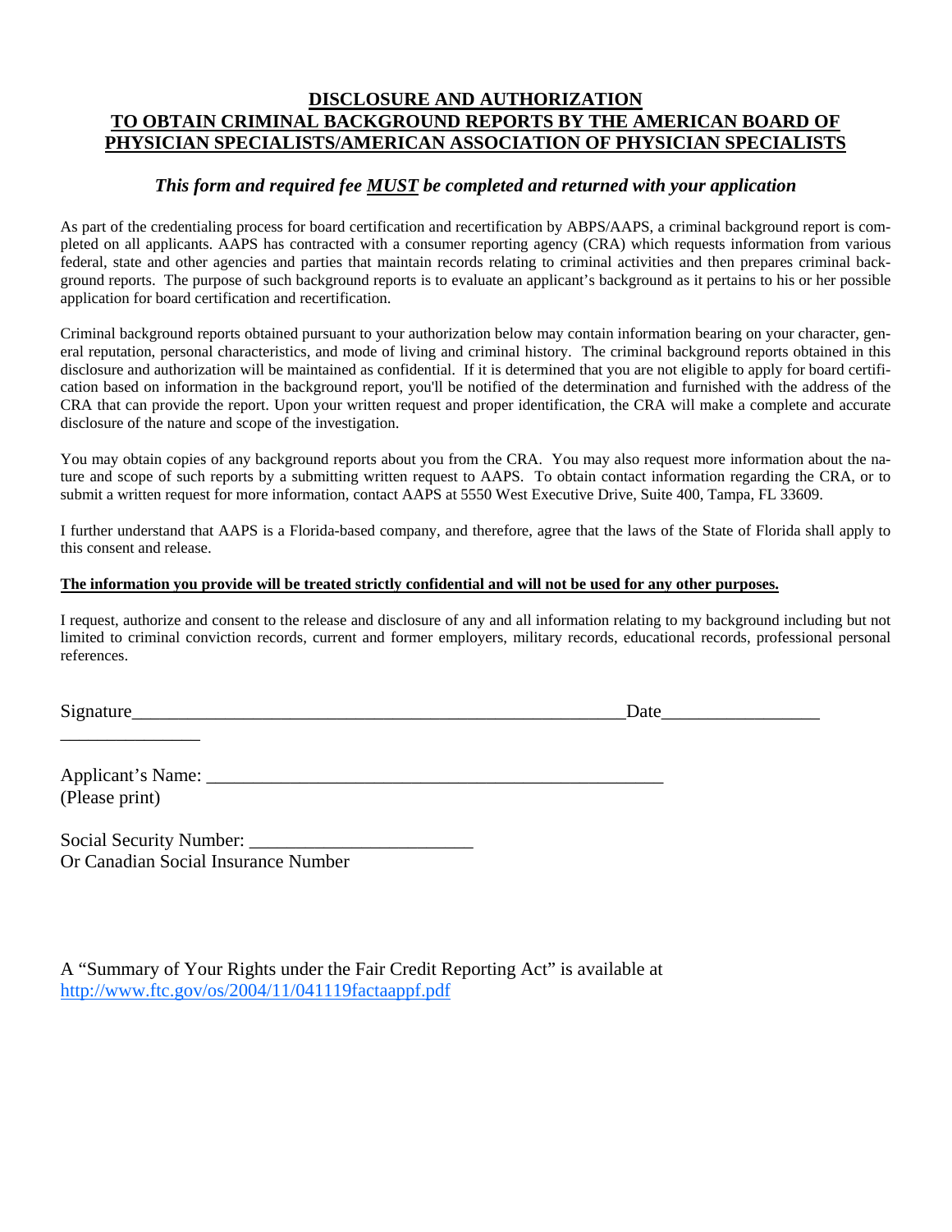# DISCLOSURE AND AUTHORIZATION
# TO OBTAIN CRIMINAL BACKGROUND REPORTS BY THE AMERICAN BOARD OF PHYSICIAN SPECIALISTS/AMERICAN ASSOCIATION OF PHYSICIAN SPECIALISTS

***This form and required fee MUST be completed and returned with your application***

As part of the credentialing process for board certification and recertification by ABPS/AAPS, a criminal background report is completed on all applicants. AAPS has contracted with a consumer reporting agency (CRA) which requests information from various federal, state and other agencies and parties that maintain records relating to criminal activities and then prepares criminal background reports. The purpose of such background reports is to evaluate an applicant's background as it pertains to his or her possible application for board certification and recertification.

Criminal background reports obtained pursuant to your authorization below may contain information bearing on your character, general reputation, personal characteristics, and mode of living and criminal history. The criminal background reports obtained in this disclosure and authorization will be maintained as confidential. If it is determined that you are not eligible to apply for board certification based on information in the background report, you'll be notified of the determination and furnished with the address of the CRA that can provide the report. Upon your written request and proper identification, the CRA will make a complete and accurate disclosure of the nature and scope of the investigation.

You may obtain copies of any background reports about you from the CRA. You may also request more information about the nature and scope of such reports by a submitting written request to AAPS. To obtain contact information regarding the CRA, or to submit a written request for more information, contact AAPS at 5550 West Executive Drive, Suite 400, Tampa, FL 33609.

I further understand that AAPS is a Florida-based company, and therefore, agree that the laws of the State of Florida shall apply to this consent and release.

**The information you provide will be treated strictly confidential and will not be used for any other purposes.**

I request, authorize and consent to the release and disclosure of any and all information relating to my background including but not limited to criminal conviction records, current and former employers, military records, educational records, professional personal references.

Signature_______________________________________________________Date_________________

_______________

Applicant's Name: __________________________________________________
(Please print)

Social Security Number: ________________________
Or Canadian Social Insurance Number

A "Summary of Your Rights under the Fair Credit Reporting Act" is available at
http://www.ftc.gov/os/2004/11/041119factaappf.pdf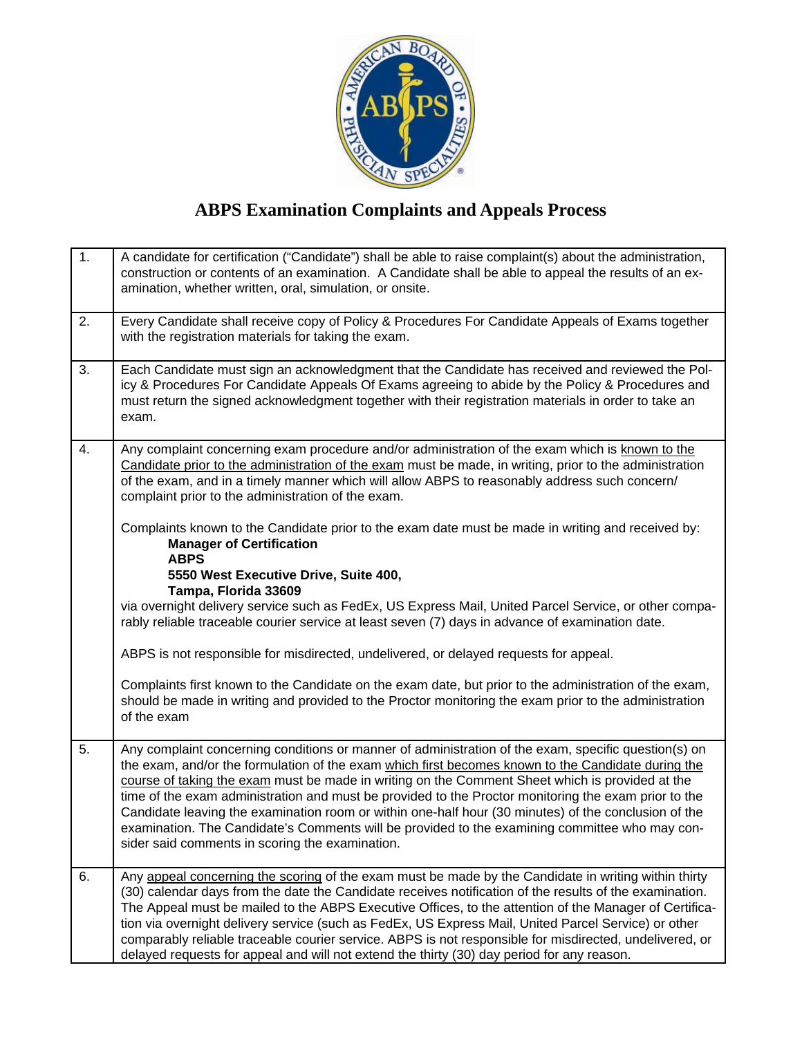# ABPS Examination Complaints and Appeals Process

| | |
|---|---|
| 1. | A candidate for certification ("Candidate") shall be able to raise complaint(s) about the administration, construction or contents of an examination. A Candidate shall be able to appeal the results of an examination, whether written, oral, simulation, or onsite. |
| 2. | Every Candidate shall receive copy of Policy & Procedures For Candidate Appeals of Exams together with the registration materials for taking the exam. |
| 3. | Each Candidate must sign an acknowledgment that the Candidate has received and reviewed the Policy & Procedures For Candidate Appeals Of Exams agreeing to abide by the Policy & Procedures and must return the signed acknowledgment together with their registration materials in order to take an exam. |
| 4. | Any complaint concerning exam procedure and/or administration of the exam which is known to the Candidate prior to the administration of the exam must be made, in writing, prior to the administration of the exam, and in a timely manner which will allow ABPS to reasonably address such concern/ complaint prior to the administration of the exam.<br><br>Complaints known to the Candidate prior to the exam date must be made in writing and received by:<br>**Manager of Certification**<br>**ABPS**<br>**5550 West Executive Drive, Suite 400,**<br>**Tampa, Florida 33609**<br>via overnight delivery service such as FedEx, US Express Mail, United Parcel Service, or other comparably reliable traceable courier service at least seven (7) days in advance of examination date.<br><br>ABPS is not responsible for misdirected, undelivered, or delayed requests for appeal.<br><br>Complaints first known to the Candidate on the exam date, but prior to the administration of the exam, should be made in writing and provided to the Proctor monitoring the exam prior to the administration of the exam |
| 5. | Any complaint concerning conditions or manner of administration of the exam, specific question(s) on the exam, and/or the formulation of the exam which first becomes known to the Candidate during the course of taking the exam must be made in writing on the Comment Sheet which is provided at the time of the exam administration and must be provided to the Proctor monitoring the exam prior to the Candidate leaving the examination room or within one-half hour (30 minutes) of the conclusion of the examination. The Candidate's Comments will be provided to the examining committee who may consider said comments in scoring the examination. |
| 6. | Any appeal concerning the scoring of the exam must be made by the Candidate in writing within thirty (30) calendar days from the date the Candidate receives notification of the results of the examination. The Appeal must be mailed to the ABPS Executive Offices, to the attention of the Manager of Certification via overnight delivery service (such as FedEx, US Express Mail, United Parcel Service) or other comparably reliable traceable courier service. ABPS is not responsible for misdirected, undelivered, or delayed requests for appeal and will not extend the thirty (30) day period for any reason. |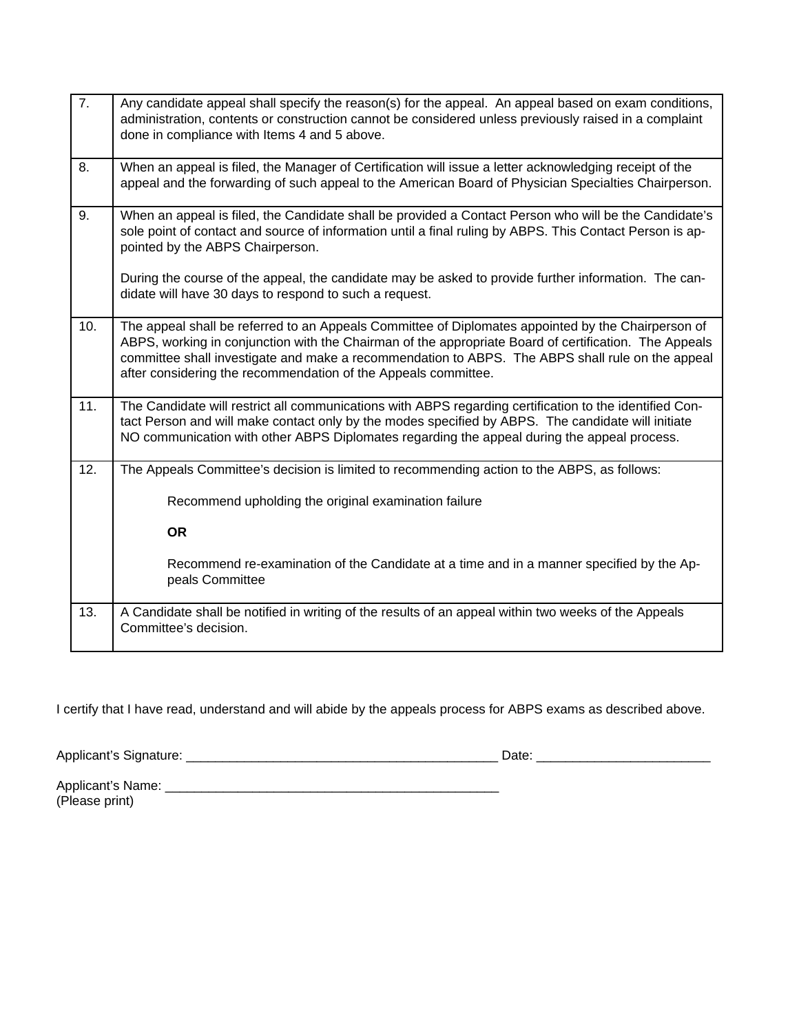| | |
|---|---|
| 7. | Any candidate appeal shall specify the reason(s) for the appeal. An appeal based on exam conditions, administration, contents or construction cannot be considered unless previously raised in a complaint done in compliance with Items 4 and 5 above. |
| 8. | When an appeal is filed, the Manager of Certification will issue a letter acknowledging receipt of the appeal and the forwarding of such appeal to the American Board of Physician Specialties Chairperson. |
| 9. | When an appeal is filed, the Candidate shall be provided a Contact Person who will be the Candidate's sole point of contact and source of information until a final ruling by ABPS. This Contact Person is appointed by the ABPS Chairperson.<br><br>During the course of the appeal, the candidate may be asked to provide further information. The candidate will have 30 days to respond to such a request. |
| 10. | The appeal shall be referred to an Appeals Committee of Diplomates appointed by the Chairperson of ABPS, working in conjunction with the Chairman of the appropriate Board of certification. The Appeals committee shall investigate and make a recommendation to ABPS. The ABPS shall rule on the appeal after considering the recommendation of the Appeals committee. |
| 11. | The Candidate will restrict all communications with ABPS regarding certification to the identified Contact Person and will make contact only by the modes specified by ABPS. The candidate will initiate NO communication with other ABPS Diplomates regarding the appeal during the appeal process. |
| 12. | The Appeals Committee's decision is limited to recommending action to the ABPS, as follows:<br><br>Recommend upholding the original examination failure<br><br>**OR**<br><br>Recommend re-examination of the Candidate at a time and in a manner specified by the Appeals Committee |
| 13. | A Candidate shall be notified in writing of the results of an appeal within two weeks of the Appeals Committee's decision. |

I certify that I have read, understand and will abide by the appeals process for ABPS exams as described above.

Applicant's Signature: ____________________________________________ Date: ________________________

Applicant's Name: ________________________________________________
(Please print)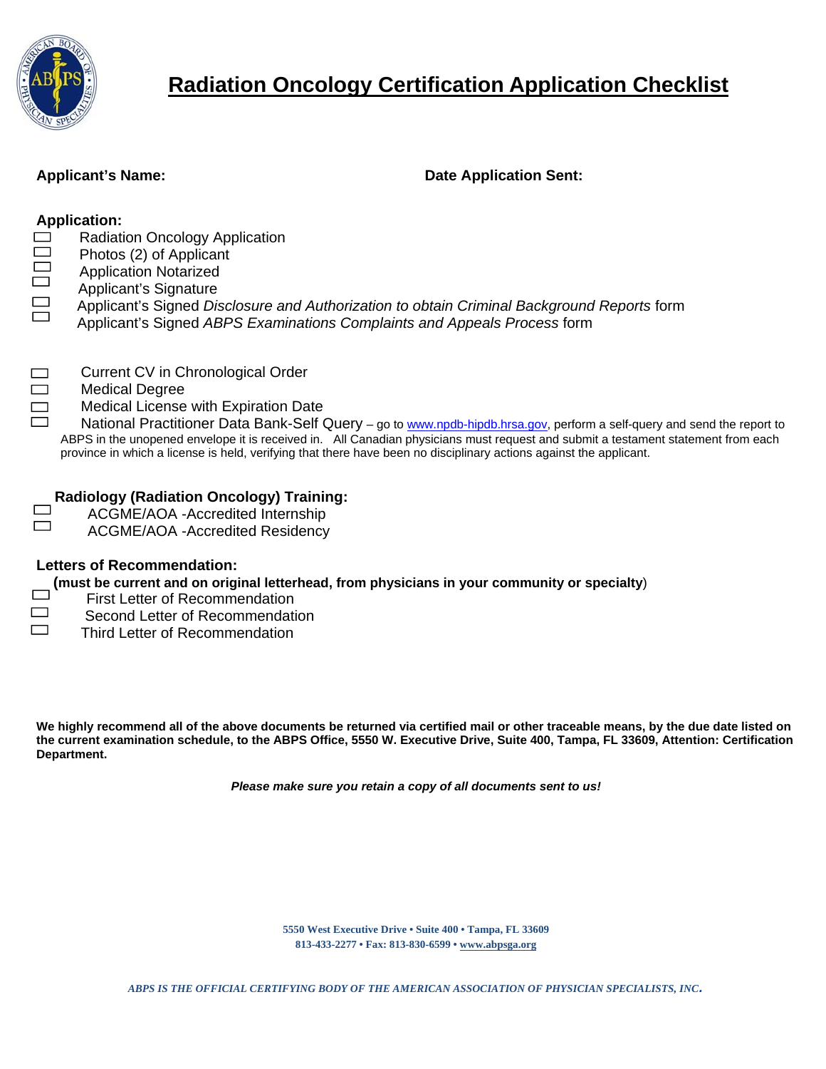# Radiation Oncology Certification Application Checklist

**Applicant's Name:** **Date Application Sent:**

**Application:**

- ☐ Radiation Oncology Application
- ☐ Photos (2) of Applicant
- ☐ Application Notarized
- ☐ Applicant's Signature
- ☐ Applicant's Signed *Disclosure and Authorization to obtain Criminal Background Reports* form
- ☐ Applicant's Signed *ABPS Examinations Complaints and Appeals Process* form

- ☐ Current CV in Chronological Order
- ☐ Medical Degree
- ☐ Medical License with Expiration Date
- ☐ National Practitioner Data Bank-Self Query – go to www.npdb-hipdb.hrsa.gov, perform a self-query and send the report to ABPS in the unopened envelope it is received in. All Canadian physicians must request and submit a testament statement from each province in which a license is held, verifying that there have been no disciplinary actions against the applicant.

**Radiology (Radiation Oncology) Training:**

- ☐ ACGME/AOA -Accredited Internship
- ☐ ACGME/AOA -Accredited Residency

**Letters of Recommendation:**

**(must be current and on original letterhead, from physicians in your community or specialty**)

- ☐ First Letter of Recommendation
- ☐ Second Letter of Recommendation
- ☐ Third Letter of Recommendation

**We highly recommend all of the above documents be returned via certified mail or other traceable means, by the due date listed on the current examination schedule, to the ABPS Office, 5550 W. Executive Drive, Suite 400, Tampa, FL 33609, Attention: Certification Department.**

***Please make sure you retain a copy of all documents sent to us!***

**5550 West Executive Drive • Suite 400 • Tampa, FL 33609**
**813-433-2277 • Fax: 813-830-6599 • www.abpsga.org**

***ABPS IS THE OFFICIAL CERTIFYING BODY OF THE AMERICAN ASSOCIATION OF PHYSICIAN SPECIALISTS, INC.***